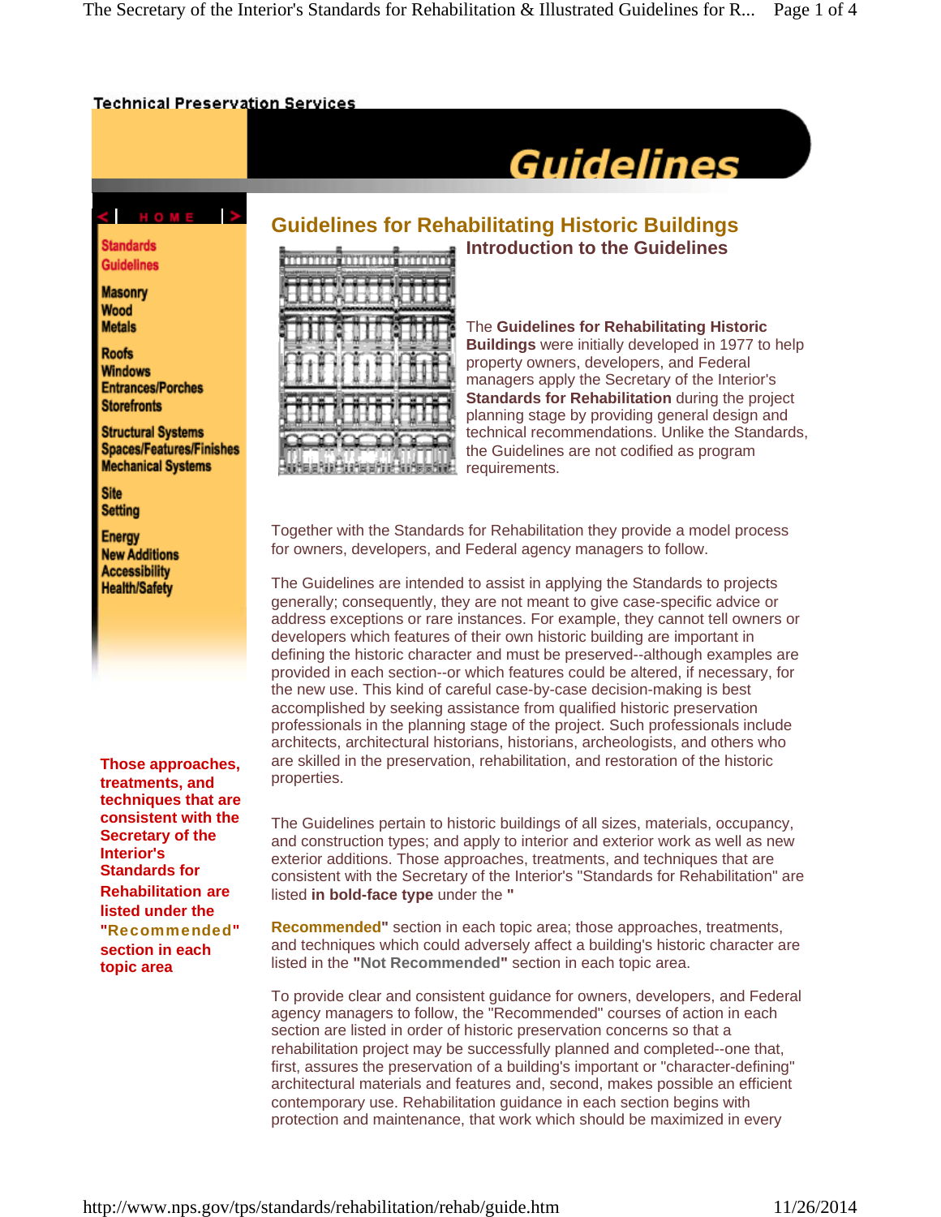Technical Preservation Services

# Guidelines

HOME

Standards
Guidelines

Masonry
Wood
Metals

Roofs
Windows
Entrances/Porches
Storefronts

Structural Systems
Spaces/Features/Finishes
Mechanical Systems

Site
Setting

Energy
New Additions
Accessibility
Health/Safety

**Those approaches, treatments, and techniques that are consistent with the Secretary of the Interior's Standards for Rehabilitation are listed under the "Recommended" section in each topic area**

## Guidelines for Rehabilitating Historic Buildings

### Introduction to the Guidelines

The **Guidelines for Rehabilitating Historic Buildings** were initially developed in 1977 to help property owners, developers, and Federal managers apply the Secretary of the Interior's **Standards for Rehabilitation** during the project planning stage by providing general design and technical recommendations. Unlike the Standards, the Guidelines are not codified as program requirements.

Together with the Standards for Rehabilitation they provide a model process for owners, developers, and Federal agency managers to follow.

The Guidelines are intended to assist in applying the Standards to projects generally; consequently, they are not meant to give case-specific advice or address exceptions or rare instances. For example, they cannot tell owners or developers which features of their own historic building are important in defining the historic character and must be preserved--although examples are provided in each section--or which features could be altered, if necessary, for the new use. This kind of careful case-by-case decision-making is best accomplished by seeking assistance from qualified historic preservation professionals in the planning stage of the project. Such professionals include architects, architectural historians, historians, archeologists, and others who are skilled in the preservation, rehabilitation, and restoration of the historic properties.

The Guidelines pertain to historic buildings of all sizes, materials, occupancy, and construction types; and apply to interior and exterior work as well as new exterior additions. Those approaches, treatments, and techniques that are consistent with the Secretary of the Interior's "Standards for Rehabilitation" are listed **in bold-face type** under the **"Recommended"** section in each topic area; those approaches, treatments, and techniques which could adversely affect a building's historic character are listed in the **"Not Recommended"** section in each topic area.

To provide clear and consistent guidance for owners, developers, and Federal agency managers to follow, the "Recommended" courses of action in each section are listed in order of historic preservation concerns so that a rehabilitation project may be successfully planned and completed--one that, first, assures the preservation of a building's important or "character-defining" architectural materials and features and, second, makes possible an efficient contemporary use. Rehabilitation guidance in each section begins with protection and maintenance, that work which should be maximized in every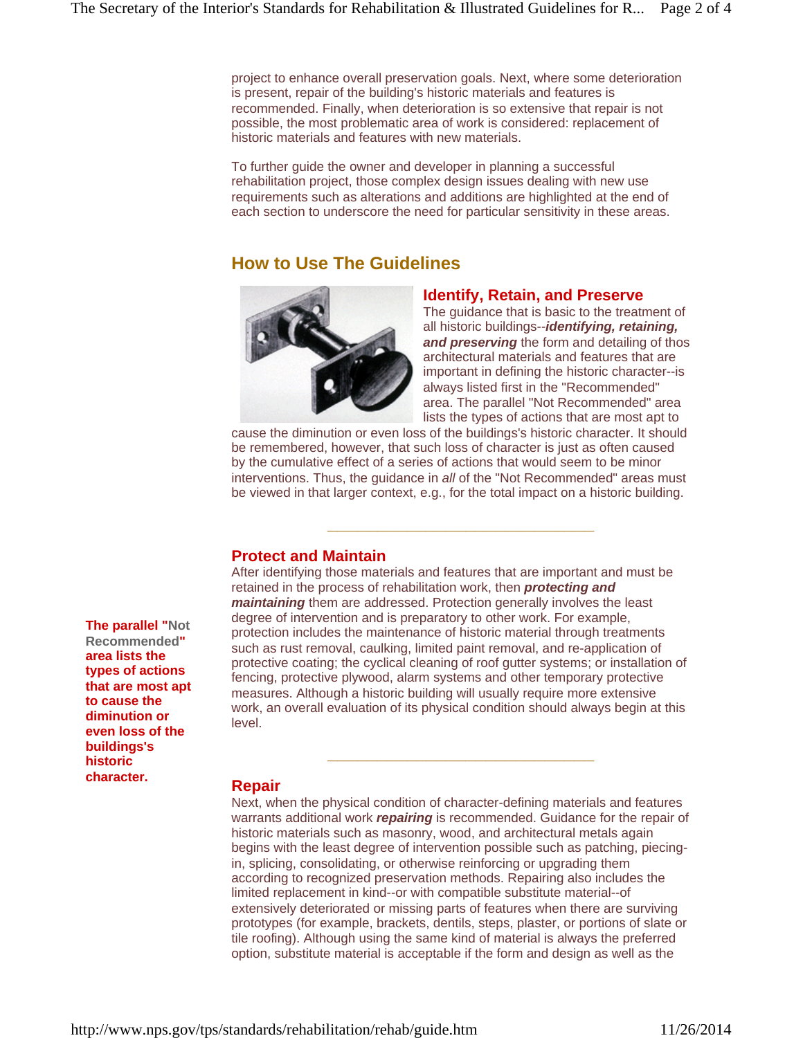project to enhance overall preservation goals. Next, where some deterioration is present, repair of the building's historic materials and features is recommended. Finally, when deterioration is so extensive that repair is not possible, the most problematic area of work is considered: replacement of historic materials and features with new materials.

To further guide the owner and developer in planning a successful rehabilitation project, those complex design issues dealing with new use requirements such as alterations and additions are highlighted at the end of each section to underscore the need for particular sensitivity in these areas.

## How to Use The Guidelines

### Identify, Retain, and Preserve

The guidance that is basic to the treatment of all historic buildings--***identifying, retaining, and preserving*** the form and detailing of thos architectural materials and features that are important in defining the historic character--is always listed first in the "Recommended" area. The parallel "Not Recommended" area lists the types of actions that are most apt to cause the diminution or even loss of the buildings's historic character. It should be remembered, however, that such loss of character is just as often caused by the cumulative effect of a series of actions that would seem to be minor interventions. Thus, the guidance in *all* of the "Not Recommended" areas must be viewed in that larger context, e.g., for the total impact on a historic building.

---

### Protect and Maintain

After identifying those materials and features that are important and must be retained in the process of rehabilitation work, then ***protecting and maintaining*** them are addressed. Protection generally involves the least degree of intervention and is preparatory to other work. For example, protection includes the maintenance of historic material through treatments such as rust removal, caulking, limited paint removal, and re-application of protective coating; the cyclical cleaning of roof gutter systems; or installation of fencing, protective plywood, alarm systems and other temporary protective measures. Although a historic building will usually require more extensive work, an overall evaluation of its physical condition should always begin at this level.

**The parallel "Not Recommended" area lists the types of actions that are most apt to cause the diminution or even loss of the buildings's historic character.**

---

### Repair

Next, when the physical condition of character-defining materials and features warrants additional work ***repairing*** is recommended. Guidance for the repair of historic materials such as masonry, wood, and architectural metals again begins with the least degree of intervention possible such as patching, piecing-in, splicing, consolidating, or otherwise reinforcing or upgrading them according to recognized preservation methods. Repairing also includes the limited replacement in kind--or with compatible substitute material--of extensively deteriorated or missing parts of features when there are surviving prototypes (for example, brackets, dentils, steps, plaster, or portions of slate or tile roofing). Although using the same kind of material is always the preferred option, substitute material is acceptable if the form and design as well as the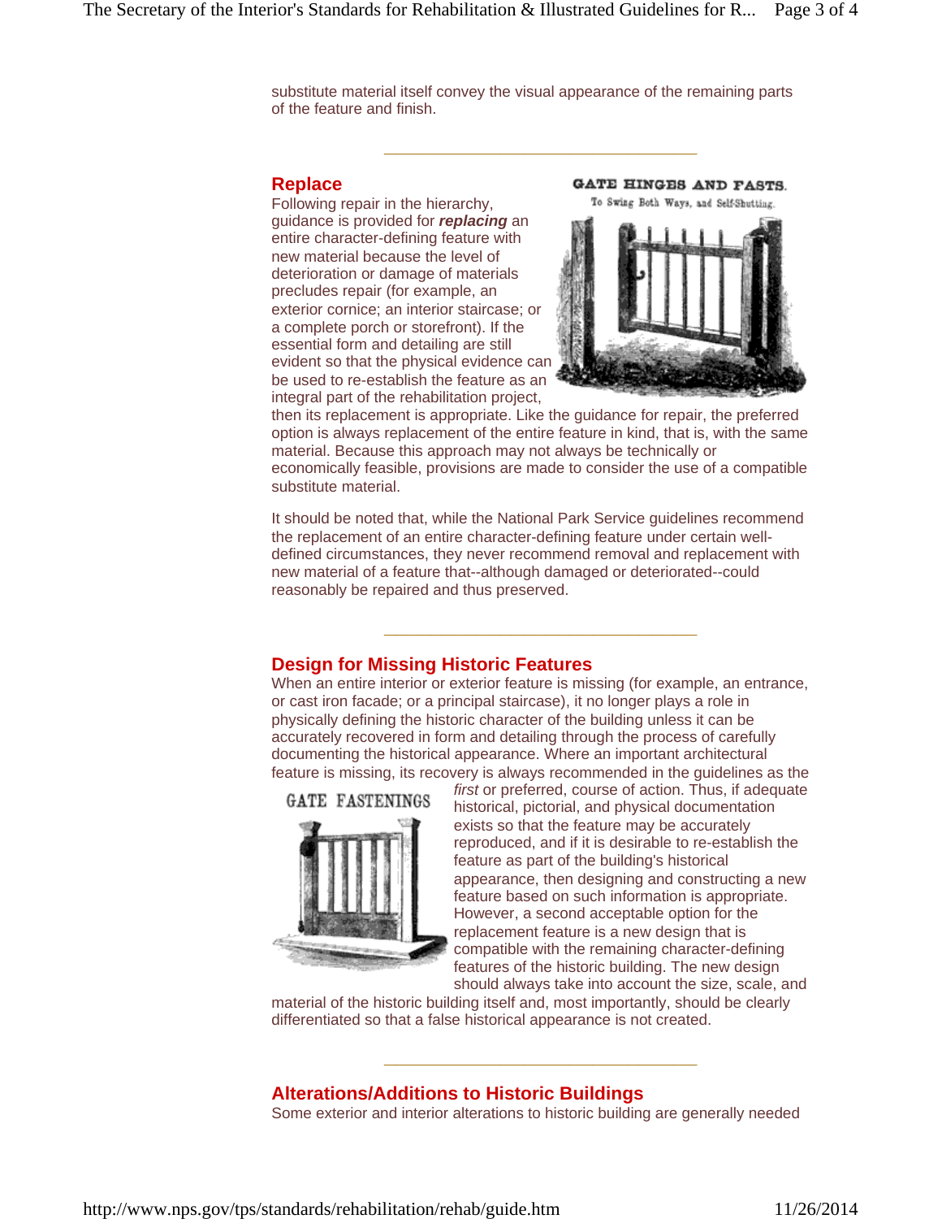substitute material itself convey the visual appearance of the remaining parts of the feature and finish.

---

## Replace

Following repair in the hierarchy, guidance is provided for ***replacing*** an entire character-defining feature with new material because the level of deterioration or damage of materials precludes repair (for example, an exterior cornice; an interior staircase; or a complete porch or storefront). If the essential form and detailing are still evident so that the physical evidence can be used to re-establish the feature as an integral part of the rehabilitation project, then its replacement is appropriate. Like the guidance for repair, the preferred option is always replacement of the entire feature in kind, that is, with the same material. Because this approach may not always be technically or economically feasible, provisions are made to consider the use of a compatible substitute material.

GATE HINGES AND FASTS.
To Swing Both Ways, and Self-Shutting.

It should be noted that, while the National Park Service guidelines recommend the replacement of an entire character-defining feature under certain well-defined circumstances, they never recommend removal and replacement with new material of a feature that--although damaged or deteriorated--could reasonably be repaired and thus preserved.

---

## Design for Missing Historic Features

When an entire interior or exterior feature is missing (for example, an entrance, or cast iron facade; or a principal staircase), it no longer plays a role in physically defining the historic character of the building unless it can be accurately recovered in form and detailing through the process of carefully documenting the historical appearance. Where an important architectural feature is missing, its recovery is always recommended in the guidelines as the *first* or preferred, course of action. Thus, if adequate historical, pictorial, and physical documentation exists so that the feature may be accurately reproduced, and if it is desirable to re-establish the feature as part of the building's historical appearance, then designing and constructing a new feature based on such information is appropriate. However, a second acceptable option for the replacement feature is a new design that is compatible with the remaining character-defining features of the historic building. The new design should always take into account the size, scale, and material of the historic building itself and, most importantly, should be clearly differentiated so that a false historical appearance is not created.

GATE FASTENINGS

---

## Alterations/Additions to Historic Buildings

Some exterior and interior alterations to historic building are generally needed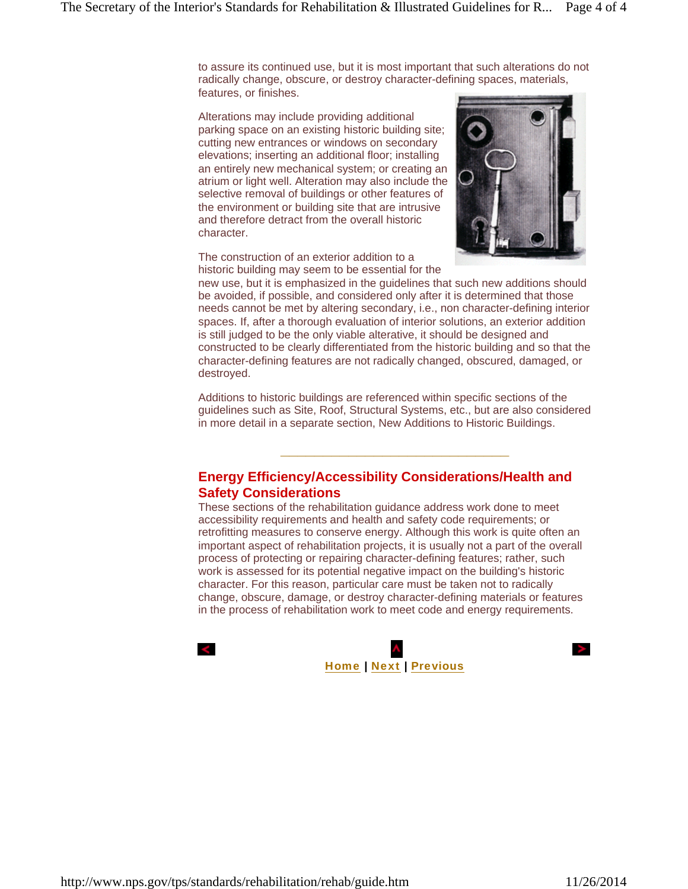to assure its continued use, but it is most important that such alterations do not radically change, obscure, or destroy character-defining spaces, materials, features, or finishes.

Alterations may include providing additional parking space on an existing historic building site; cutting new entrances or windows on secondary elevations; inserting an additional floor; installing an entirely new mechanical system; or creating an atrium or light well. Alteration may also include the selective removal of buildings or other features of the environment or building site that are intrusive and therefore detract from the overall historic character.

The construction of an exterior addition to a historic building may seem to be essential for the new use, but it is emphasized in the guidelines that such new additions should be avoided, if possible, and considered only after it is determined that those needs cannot be met by altering secondary, i.e., non character-defining interior spaces. If, after a thorough evaluation of interior solutions, an exterior addition is still judged to be the only viable alterative, it should be designed and constructed to be clearly differentiated from the historic building and so that the character-defining features are not radically changed, obscured, damaged, or destroyed.

Additions to historic buildings are referenced within specific sections of the guidelines such as Site, Roof, Structural Systems, etc., but are also considered in more detail in a separate section, New Additions to Historic Buildings.

---

## Energy Efficiency/Accessibility Considerations/Health and Safety Considerations

These sections of the rehabilitation guidance address work done to meet accessibility requirements and health and safety code requirements; or retrofitting measures to conserve energy. Although this work is quite often an important aspect of rehabilitation projects, it is usually not a part of the overall process of protecting or repairing character-defining features; rather, such work is assessed for its potential negative impact on the building's historic character. For this reason, particular care must be taken not to radically change, obscure, damage, or destroy character-defining materials or features in the process of rehabilitation work to meet code and energy requirements.

Home | Next | Previous